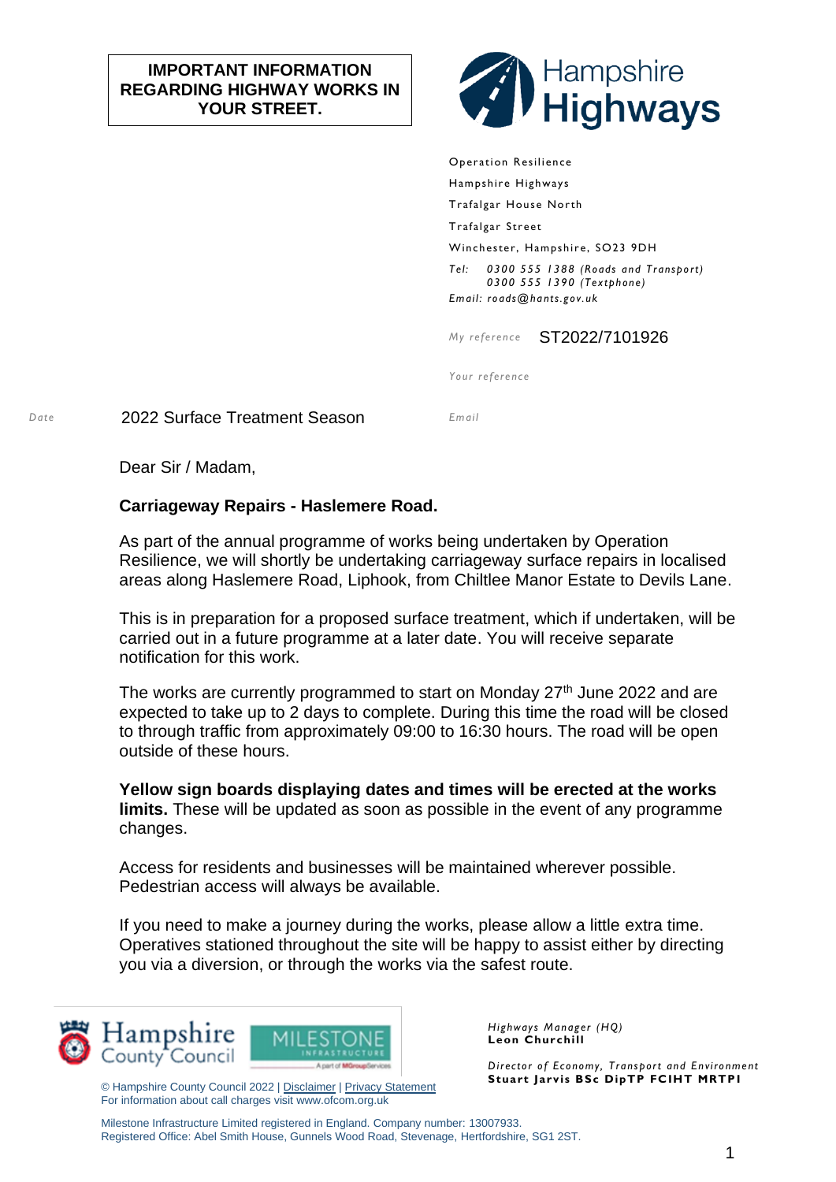**IMPORTANT INFORMATION REGARDING HIGHWAY WORKS IN YOUR STREET.**

Hampshire Highways

Operation Resilience
Hampshire Highways
Trafalgar House North
Trafalgar Street
Winchester, Hampshire, SO23 9DH
*Tel: 0300 555 1388 (Roads and Transport)*
*0300 555 1390 (Textphone)*
*Email: roads@hants.gov.uk*

*My reference* ST2022/7101926

*Your reference*

*Date* 2022 Surface Treatment Season

*Email*

Dear Sir / Madam,

**Carriageway Repairs - Haslemere Road.**

As part of the annual programme of works being undertaken by Operation Resilience, we will shortly be undertaking carriageway surface repairs in localised areas along Haslemere Road, Liphook, from Chiltlee Manor Estate to Devils Lane.

This is in preparation for a proposed surface treatment, which if undertaken, will be carried out in a future programme at a later date. You will receive separate notification for this work.

The works are currently programmed to start on Monday 27th June 2022 and are expected to take up to 2 days to complete. During this time the road will be closed to through traffic from approximately 09:00 to 16:30 hours. The road will be open outside of these hours.

**Yellow sign boards displaying dates and times will be erected at the works limits.** These will be updated as soon as possible in the event of any programme changes.

Access for residents and businesses will be maintained wherever possible. Pedestrian access will always be available.

If you need to make a journey during the works, please allow a little extra time. Operatives stationed throughout the site will be happy to assist either by directing you via a diversion, or through the works via the safest route.

Hampshire County Council | MILESTONE INFRASTRUCTURE A part of MGroupServices

© Hampshire County Council 2022 | Disclaimer | Privacy Statement
For information about call charges visit www.ofcom.org.uk

*Highways Manager (HQ)*
**Leon Churchill**

*Director of Economy, Transport and Environment*
**Stuart Jarvis BSc DipTP FCIHT MRTPI**

Milestone Infrastructure Limited registered in England. Company number: 13007933.
Registered Office: Abel Smith House, Gunnels Wood Road, Stevenage, Hertfordshire, SG1 2ST.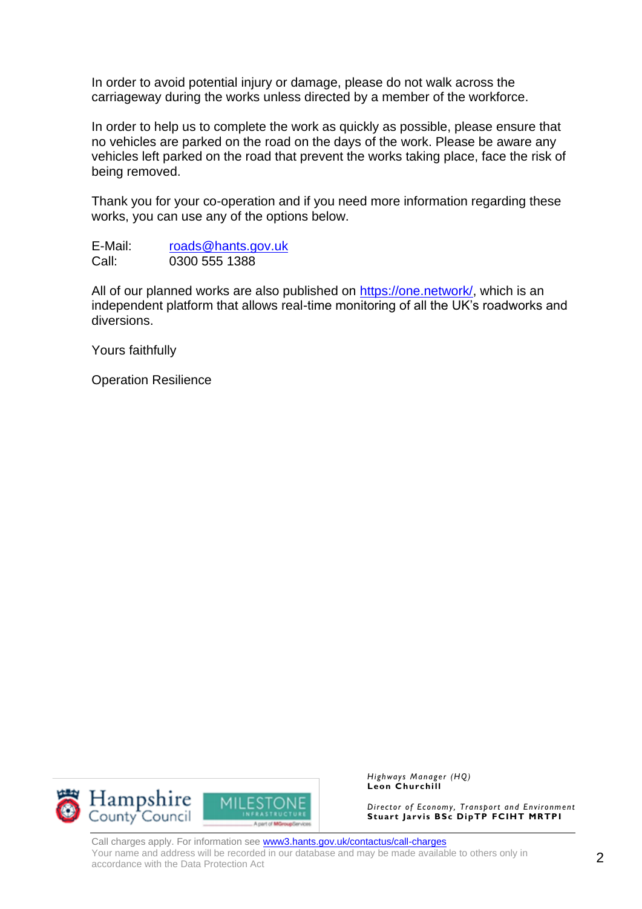In order to avoid potential injury or damage, please do not walk across the carriageway during the works unless directed by a member of the workforce.

In order to help us to complete the work as quickly as possible, please ensure that no vehicles are parked on the road on the days of the work. Please be aware any vehicles left parked on the road that prevent the works taking place, face the risk of being removed.

Thank you for your co-operation and if you need more information regarding these works, you can use any of the options below.

| | |
|---|---|
| E-Mail: | roads@hants.gov.uk |
| Call: | 0300 555 1388 |

All of our planned works are also published on https://one.network/, which is an independent platform that allows real-time monitoring of all the UK's roadworks and diversions.

Yours faithfully

Operation Resilience

*Highways Manager (HQ)*
**Leon Churchill**

*Director of Economy, Transport and Environment*
**Stuart Jarvis BSc DipTP FCIHT MRTPI**

Call charges apply. For information see www3.hants.gov.uk/contactus/call-charges
Your name and address will be recorded in our database and may be made available to others only in accordance with the Data Protection Act